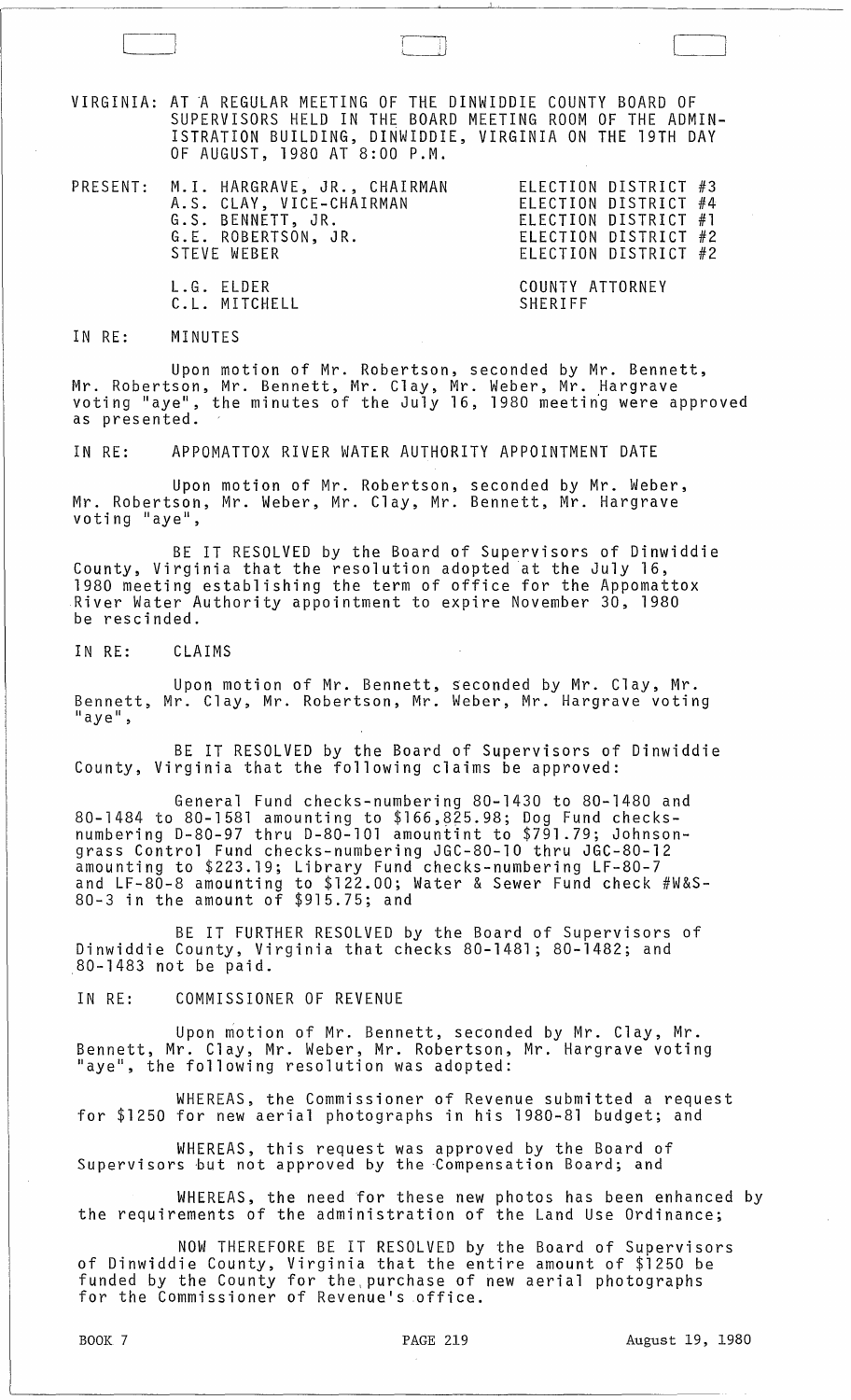VIRGINIA: AT A REGULAR MEETING OF THE DINWIDDIE COUNTY BOARD OF SUPERVISORS HELD IN THE BOARD MEETING ROOM OF THE ADMINISTRATION BUILDING, DINWIDDIE, VIRGINIA ON THE 19TH DAY OF AUGUST, 1980 AT 8:00 P.M.

| PRESENT: | M.I. HARGRAVE, JR., CHAIRMAN | ELECTION DISTRICT #3 |
|---|---|---|
| | A.S. CLAY, VICE-CHAIRMAN | ELECTION DISTRICT #4 |
| | G.S. BENNETT, JR. | ELECTION DISTRICT #1 |
| | G.E. ROBERTSON, JR. | ELECTION DISTRICT #2 |
| | STEVE WEBER | ELECTION DISTRICT #2 |
| | L.G. ELDER | COUNTY ATTORNEY |
| | C.L. MITCHELL | SHERIFF |

IN RE: MINUTES

Upon motion of Mr. Robertson, seconded by Mr. Bennett, Mr. Robertson, Mr. Bennett, Mr. Clay, Mr. Weber, Mr. Hargrave voting "aye", the minutes of the July 16, 1980 meeting were approved as presented.

IN RE: APPOMATTOX RIVER WATER AUTHORITY APPOINTMENT DATE

Upon motion of Mr. Robertson, seconded by Mr. Weber, Mr. Robertson, Mr. Weber, Mr. Clay, Mr. Bennett, Mr. Hargrave voting "aye",

BE IT RESOLVED by the Board of Supervisors of Dinwiddie County, Virginia that the resolution adopted at the July 16, 1980 meeting establishing the term of office for the Appomattox River Water Authority appointment to expire November 30, 1980 be rescinded.

IN RE: CLAIMS

Upon motion of Mr. Bennett, seconded by Mr. Clay, Mr. Bennett, Mr. Clay, Mr. Robertson, Mr. Weber, Mr. Hargrave voting "aye",

BE IT RESOLVED by the Board of Supervisors of Dinwiddie County, Virginia that the following claims be approved:

General Fund checks-numbering 80-1430 to 80-1480 and 80-1484 to 80-1581 amounting to $166,825.98; Dog Fund checks-numbering D-80-97 thru D-80-101 amountint to $791.79; Johnsongrass Control Fund checks-numbering JGC-80-10 thru JGC-80-12 amounting to $223.19; Library Fund checks-numbering LF-80-7 and LF-80-8 amounting to $122.00; Water & Sewer Fund check #W&S-80-3 in the amount of $915.75; and

BE IT FURTHER RESOLVED by the Board of Supervisors of Dinwiddie County, Virginia that checks 80-1481; 80-1482; and 80-1483 not be paid.

IN RE: COMMISSIONER OF REVENUE

Upon motion of Mr. Bennett, seconded by Mr. Clay, Mr. Bennett, Mr. Clay, Mr. Weber, Mr. Robertson, Mr. Hargrave voting "aye", the following resolution was adopted:

WHEREAS, the Commissioner of Revenue submitted a request for $1250 for new aerial photographs in his 1980-81 budget; and

WHEREAS, this request was approved by the Board of Supervisors but not approved by the Compensation Board; and

WHEREAS, the need for these new photos has been enhanced by the requirements of the administration of the Land Use Ordinance;

NOW THEREFORE BE IT RESOLVED by the Board of Supervisors of Dinwiddie County, Virginia that the entire amount of $1250 be funded by the County for the purchase of new aerial photographs for the Commissioner of Revenue's office.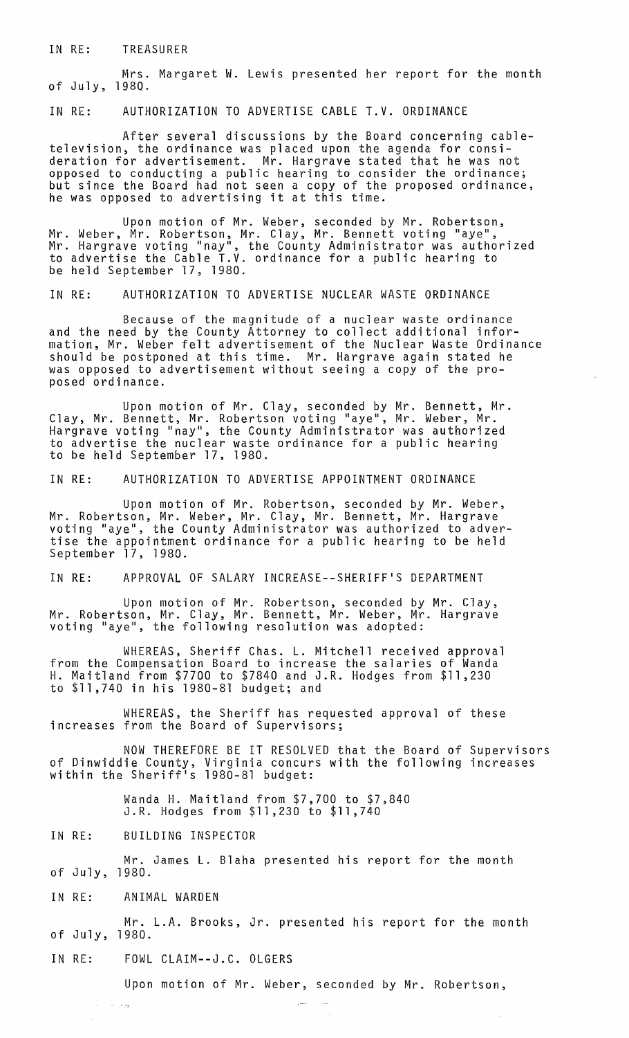IN RE: TREASURER

Mrs. Margaret W. Lewis presented her report for the month of July, 1980.

IN RE: AUTHORIZATION TO ADVERTISE CABLE T.V. ORDINANCE

After several discussions by the Board concerning cable-television, the ordinance was placed upon the agenda for consideration for advertisement. Mr. Hargrave stated that he was not opposed to conducting a public hearing to consider the ordinance; but since the Board had not seen a copy of the proposed ordinance, he was opposed to advertising it at this time.

Upon motion of Mr. Weber, seconded by Mr. Robertson, Mr. Weber, Mr. Robertson, Mr. Clay, Mr. Bennett voting "aye", Mr. Hargrave voting "nay", the County Administrator was authorized to advertise the Cable T.V. ordinance for a public hearing to be held September 17, 1980.

IN RE: AUTHORIZATION TO ADVERTISE NUCLEAR WASTE ORDINANCE

Because of the magnitude of a nuclear waste ordinance and the need by the County Attorney to collect additional information, Mr. Weber felt advertisement of the Nuclear Waste Ordinance should be postponed at this time. Mr. Hargrave again stated he was opposed to advertisement without seeing a copy of the proposed ordinance.

Upon motion of Mr. Clay, seconded by Mr. Bennett, Mr. Clay, Mr. Bennett, Mr. Robertson voting "aye", Mr. Weber, Mr. Hargrave voting "nay", the County Administrator was authorized to advertise the nuclear waste ordinance for a public hearing to be held September 17, 1980.

IN RE: AUTHORIZATION TO ADVERTISE APPOINTMENT ORDINANCE

Upon motion of Mr. Robertson, seconded by Mr. Weber, Mr. Robertson, Mr. Weber, Mr. Clay, Mr. Bennett, Mr. Hargrave voting "aye", the County Administrator was authorized to advertise the appointment ordinance for a public hearing to be held September 17, 1980.

IN RE: APPROVAL OF SALARY INCREASE--SHERIFF'S DEPARTMENT

Upon motion of Mr. Robertson, seconded by Mr. Clay, Mr. Robertson, Mr. Clay, Mr. Bennett, Mr. Weber, Mr. Hargrave voting "aye", the following resolution was adopted:

WHEREAS, Sheriff Chas. L. Mitchell received approval from the Compensation Board to increase the salaries of Wanda H. Maitland from $7700 to $7840 and J.R. Hodges from $11,230 to $11,740 in his 1980-81 budget; and

WHEREAS, the Sheriff has requested approval of these increases from the Board of Supervisors;

NOW THEREFORE BE IT RESOLVED that the Board of Supervisors of Dinwiddie County, Virginia concurs with the following increases within the Sheriff's 1980-81 budget:

Wanda H. Maitland from $7,700 to $7,840
J.R. Hodges from $11,230 to $11,740

IN RE: BUILDING INSPECTOR

Mr. James L. Blaha presented his report for the month of July, 1980.

IN RE: ANIMAL WARDEN

Mr. L.A. Brooks, Jr. presented his report for the month of July, 1980.

IN RE: FOWL CLAIM--J.C. OLGERS

Upon motion of Mr. Weber, seconded by Mr. Robertson,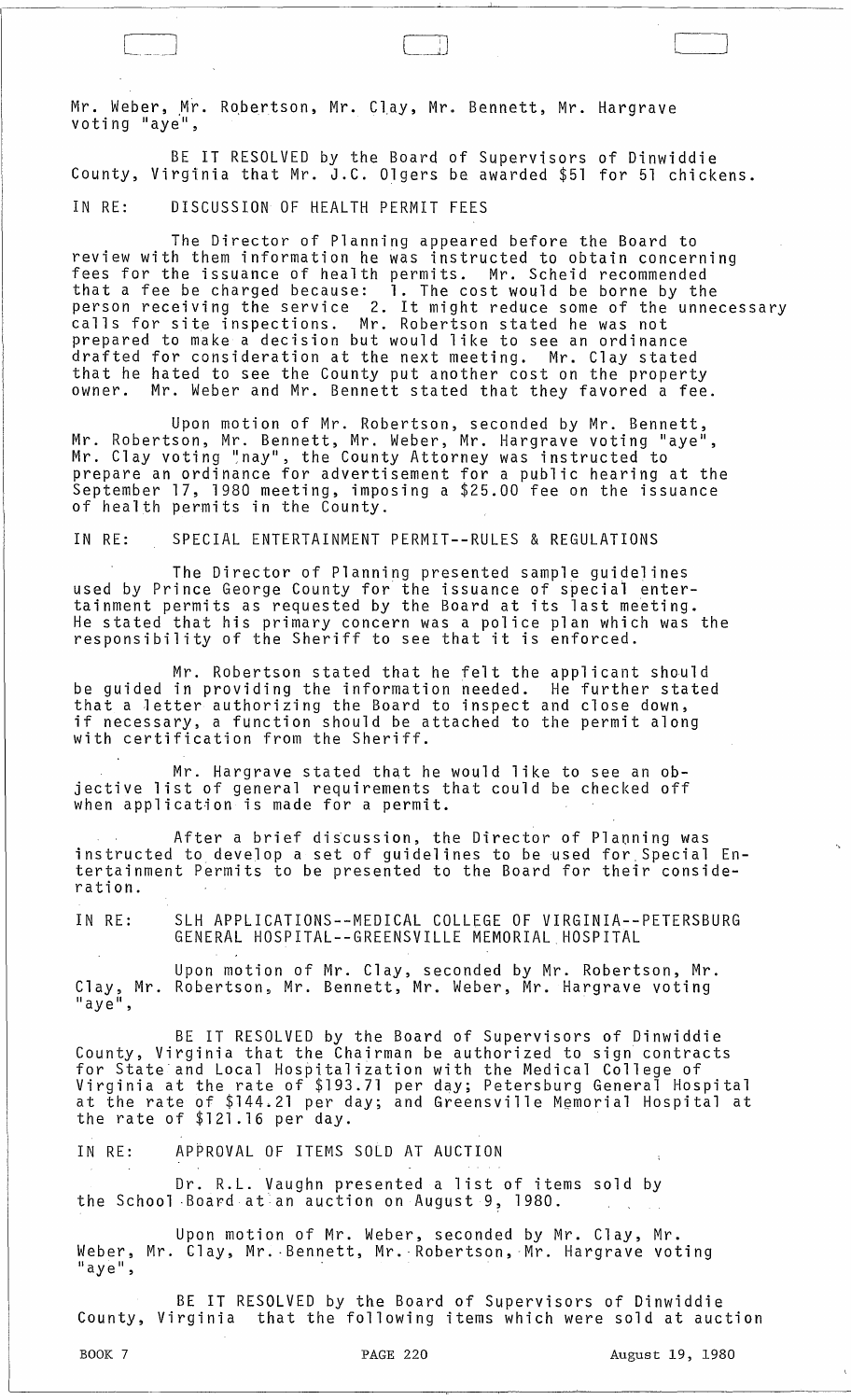Mr. Weber, Mr. Robertson, Mr. Clay, Mr. Bennett, Mr. Hargrave voting "aye",

BE IT RESOLVED by the Board of Supervisors of Dinwiddie County, Virginia that Mr. J.C. Olgers be awarded $51 for 51 chickens.

IN RE: DISCUSSION OF HEALTH PERMIT FEES

The Director of Planning appeared before the Board to review with them information he was instructed to obtain concerning fees for the issuance of health permits. Mr. Scheid recommended that a fee be charged because: 1. The cost would be borne by the person receiving the service 2. It might reduce some of the unnecessary calls for site inspections. Mr. Robertson stated he was not prepared to make a decision but would like to see an ordinance drafted for consideration at the next meeting. Mr. Clay stated that he hated to see the County put another cost on the property owner. Mr. Weber and Mr. Bennett stated that they favored a fee.

Upon motion of Mr. Robertson, seconded by Mr. Bennett, Mr. Robertson, Mr. Bennett, Mr. Weber, Mr. Hargrave voting "aye", Mr. Clay voting "nay", the County Attorney was instructed to prepare an ordinance for advertisement for a public hearing at the September 17, 1980 meeting, imposing a $25.00 fee on the issuance of health permits in the County.

IN RE: SPECIAL ENTERTAINMENT PERMIT--RULES & REGULATIONS

The Director of Planning presented sample guidelines used by Prince George County for the issuance of special entertainment permits as requested by the Board at its last meeting. He stated that his primary concern was a police plan which was the responsibility of the Sheriff to see that it is enforced.

Mr. Robertson stated that he felt the applicant should be guided in providing the information needed. He further stated that a letter authorizing the Board to inspect and close down, if necessary, a function should be attached to the permit along with certification from the Sheriff.

Mr. Hargrave stated that he would like to see an objective list of general requirements that could be checked off when application is made for a permit.

After a brief discussion, the Director of Planning was instructed to develop a set of guidelines to be used for Special Entertainment Permits to be presented to the Board for their consideration.

IN RE: SLH APPLICATIONS--MEDICAL COLLEGE OF VIRGINIA--PETERSBURG GENERAL HOSPITAL--GREENSVILLE MEMORIAL HOSPITAL

Upon motion of Mr. Clay, seconded by Mr. Robertson, Mr. Clay, Mr. Robertson, Mr. Bennett, Mr. Weber, Mr. Hargrave voting "aye",

BE IT RESOLVED by the Board of Supervisors of Dinwiddie County, Virginia that the Chairman be authorized to sign contracts for State and Local Hospitalization with the Medical College of Virginia at the rate of $193.71 per day; Petersburg General Hospital at the rate of $144.21 per day; and Greensville Memorial Hospital at the rate of $121.16 per day.

IN RE: APPROVAL OF ITEMS SOLD AT AUCTION

Dr. R.L. Vaughn presented a list of items sold by the School Board at an auction on August 9, 1980.

Upon motion of Mr. Weber, seconded by Mr. Clay, Mr. Weber, Mr. Clay, Mr. Bennett, Mr. Robertson, Mr. Hargrave voting "aye",

BE IT RESOLVED by the Board of Supervisors of Dinwiddie County, Virginia that the following items which were sold at auction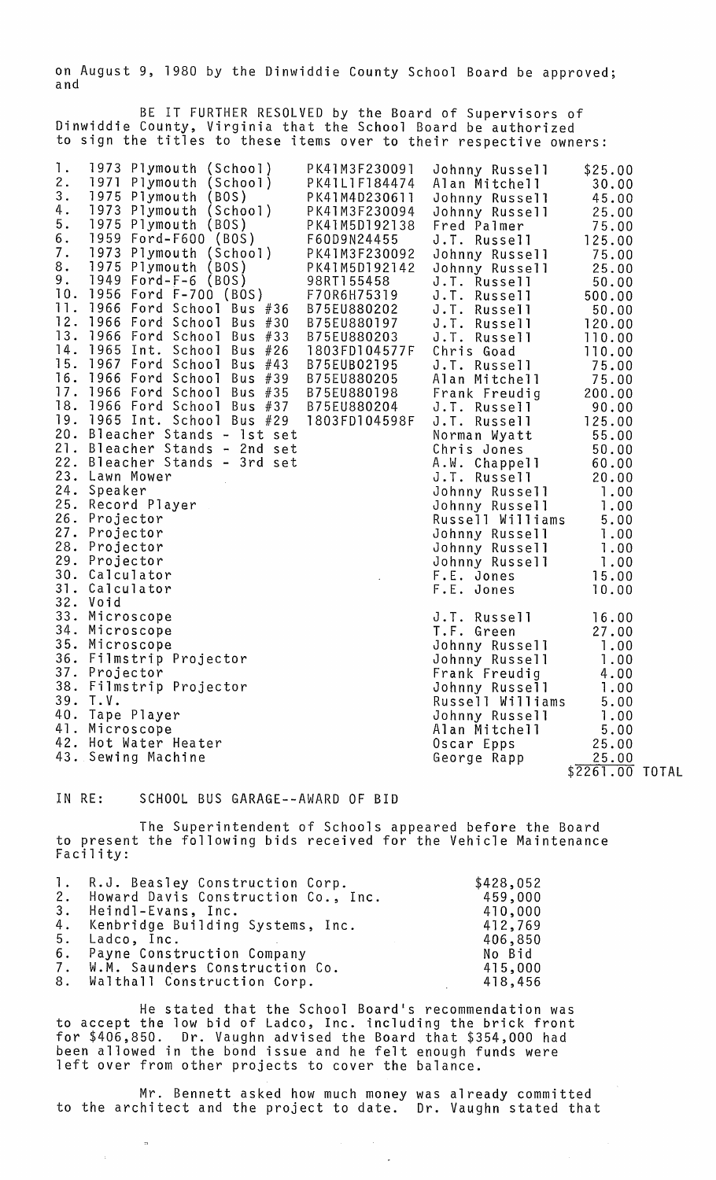on August 9, 1980 by the Dinwiddie County School Board be approved; and

BE IT FURTHER RESOLVED by the Board of Supervisors of Dinwiddie County, Virginia that the School Board be authorized to sign the titles to these items over to their respective owners:

| | Item | Serial No. | Buyer | Amount |
|---|---|---|---|---|
| 1. | 1973 Plymouth (School) | PK41M3F230091 | Johnny Russell | $25.00 |
| 2. | 1971 Plymouth (School) | PK41L1F184474 | Alan Mitchell | 30.00 |
| 3. | 1975 Plymouth (BOS) | PK41M4D230611 | Johnny Russell | 45.00 |
| 4. | 1973 Plymouth (School) | PK41M3F230094 | Johnny Russell | 25.00 |
| 5. | 1975 Plymouth (BOS) | PK41M5D192138 | Fred Palmer | 75.00 |
| 6. | 1959 Ford-F600 (BOS) | F60D9N24455 | J.T. Russell | 125.00 |
| 7. | 1973 Plymouth (School) | PK41M3F230092 | Johnny Russell | 75.00 |
| 8. | 1975 Plymouth (BOS) | PK41M5D192142 | Johnny Russell | 25.00 |
| 9. | 1949 Ford-F-6 (BOS) | 98RT155458 | J.T. Russell | 50.00 |
| 10. | 1956 Ford F-700 (BOS) | F70R6H75319 | J.T. Russell | 500.00 |
| 11. | 1966 Ford School Bus #36 | B75EU880202 | J.T. Russell | 50.00 |
| 12. | 1966 Ford School Bus #30 | B75EU880197 | J.T. Russell | 120.00 |
| 13. | 1966 Ford School Bus #33 | B75EU880203 | J.T. Russell | 110.00 |
| 14. | 1965 Int. School Bus #26 | 1803FD104577F | Chris Goad | 110.00 |
| 15. | 1967 Ford School Bus #43 | B75EUB02195 | J.T. Russell | 75.00 |
| 16. | 1966 Ford School Bus #39 | B75EU880205 | Alan Mitchell | 75.00 |
| 17. | 1966 Ford School Bus #35 | B75EU880198 | Frank Freudig | 200.00 |
| 18. | 1966 Ford School Bus #37 | B75EU880204 | J.T. Russell | 90.00 |
| 19. | 1965 Int. School Bus #29 | 1803FD104598F | J.T. Russell | 125.00 |
| 20. | Bleacher Stands - 1st set | | Norman Wyatt | 55.00 |
| 21. | Bleacher Stands - 2nd set | | Chris Jones | 50.00 |
| 22. | Bleacher Stands - 3rd set | | A.W. Chappell | 60.00 |
| 23. | Lawn Mower | | J.T. Russell | 20.00 |
| 24. | Speaker | | Johnny Russell | 1.00 |
| 25. | Record Player | | Johnny Russell | 1.00 |
| 26. | Projector | | Russell Williams | 5.00 |
| 27. | Projector | | Johnny Russell | 1.00 |
| 28. | Projector | | Johnny Russell | 1.00 |
| 29. | Projector | | Johnny Russell | 1.00 |
| 30. | Calculator | | F.E. Jones | 15.00 |
| 31. | Calculator | | F.E. Jones | 10.00 |
| 32. | Void | | | |
| 33. | Microscope | | J.T. Russell | 16.00 |
| 34. | Microscope | | T.F. Green | 27.00 |
| 35. | Microscope | | Johnny Russell | 1.00 |
| 36. | Filmstrip Projector | | Johnny Russell | 1.00 |
| 37. | Projector | | Frank Freudig | 4.00 |
| 38. | Filmstrip Projector | | Johnny Russell | 1.00 |
| 39. | T.V. | | Russell Williams | 5.00 |
| 40. | Tape Player | | Johnny Russell | 1.00 |
| 41. | Microscope | | Alan Mitchell | 5.00 |
| 42. | Hot Water Heater | | Oscar Epps | 25.00 |
| 43. | Sewing Machine | | George Rapp | 25.00 |
| | | | | $2261.00 TOTAL |

IN RE: SCHOOL BUS GARAGE--AWARD OF BID

The Superintendent of Schools appeared before the Board to present the following bids received for the Vehicle Maintenance Facility:

| | Bidder | Bid |
|---|---|---|
| 1. | R.J. Beasley Construction Corp. | $428,052 |
| 2. | Howard Davis Construction Co., Inc. | 459,000 |
| 3. | Heindl-Evans, Inc. | 410,000 |
| 4. | Kenbridge Building Systems, Inc. | 412,769 |
| 5. | Ladco, Inc. | 406,850 |
| 6. | Payne Construction Company | No Bid |
| 7. | W.M. Saunders Construction Co. | 415,000 |
| 8. | Walthall Construction Corp. | 418,456 |

He stated that the School Board's recommendation was to accept the low bid of Ladco, Inc. including the brick front for $406,850. Dr. Vaughn advised the Board that $354,000 had been allowed in the bond issue and he felt enough funds were left over from other projects to cover the balance.

Mr. Bennett asked how much money was already committed to the architect and the project to date. Dr. Vaughn stated that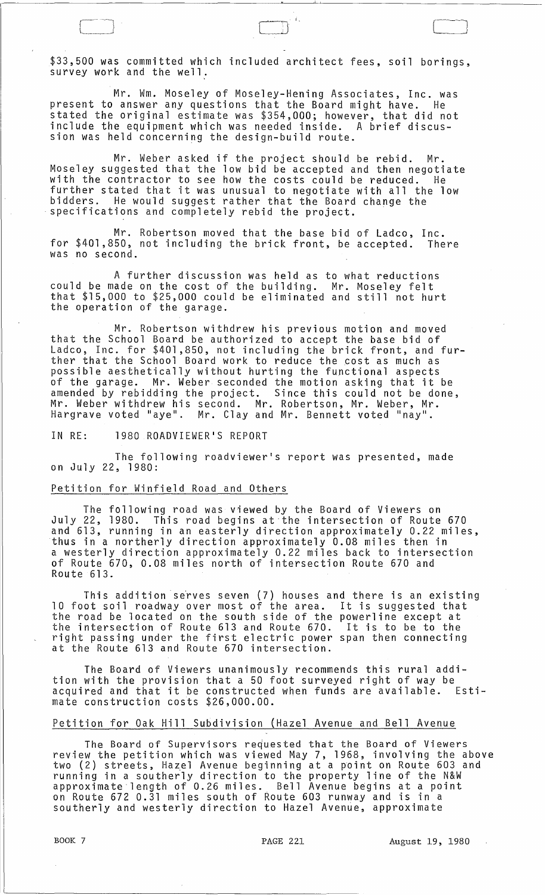$33,500 was committed which included architect fees, soil borings, survey work and the well.

Mr. Wm. Moseley of Moseley-Hening Associates, Inc. was present to answer any questions that the Board might have. He stated the original estimate was $354,000; however, that did not include the equipment which was needed inside. A brief discussion was held concerning the design-build route.

Mr. Weber asked if the project should be rebid. Mr. Moseley suggested that the low bid be accepted and then negotiate with the contractor to see how the costs could be reduced. He further stated that it was unusual to negotiate with all the low bidders. He would suggest rather that the Board change the specifications and completely rebid the project.

Mr. Robertson moved that the base bid of Ladco, Inc. for $401,850, not including the brick front, be accepted. There was no second.

A further discussion was held as to what reductions could be made on the cost of the building. Mr. Moseley felt that $15,000 to $25,000 could be eliminated and still not hurt the operation of the garage.

Mr. Robertson withdrew his previous motion and moved that the School Board be authorized to accept the base bid of Ladco, Inc. for $401,850, not including the brick front, and further that the School Board work to reduce the cost as much as possible aesthetically without hurting the functional aspects of the garage. Mr. Weber seconded the motion asking that it be amended by rebidding the project. Since this could not be done, Mr. Weber withdrew his second. Mr. Robertson, Mr. Weber, Mr. Hargrave voted "aye". Mr. Clay and Mr. Bennett voted "nay".

IN RE: 1980 ROADVIEWER'S REPORT

The following roadviewer's report was presented, made on July 22, 1980:

Petition for Winfield Road and Others

The following road was viewed by the Board of Viewers on July 22, 1980. This road begins at the intersection of Route 670 and 613, running in an easterly direction approximately 0.22 miles, thus in a northerly direction approximately 0.08 miles then in a westerly direction approximately 0.22 miles back to intersection of Route 670, 0.08 miles north of intersection Route 670 and Route 613.

This addition serves seven (7) houses and there is an existing 10 foot soil roadway over most of the area. It is suggested that the road be located on the south side of the powerline except at the intersection of Route 613 and Route 670. It is to be to the right passing under the first electric power span then connecting at the Route 613 and Route 670 intersection.

The Board of Viewers unanimously recommends this rural addition with the provision that a 50 foot surveyed right of way be acquired and that it be constructed when funds are available. Estimate construction costs $26,000.00.

Petition for Oak Hill Subdivision (Hazel Avenue and Bell Avenue

The Board of Supervisors requested that the Board of Viewers review the petition which was viewed May 7, 1968, involving the above two (2) streets, Hazel Avenue beginning at a point on Route 603 and running in a southerly direction to the property line of the N&W approximate length of 0.26 miles. Bell Avenue begins at a point on Route 672 0.31 miles south of Route 603 runway and is in a southerly and westerly direction to Hazel Avenue, approximate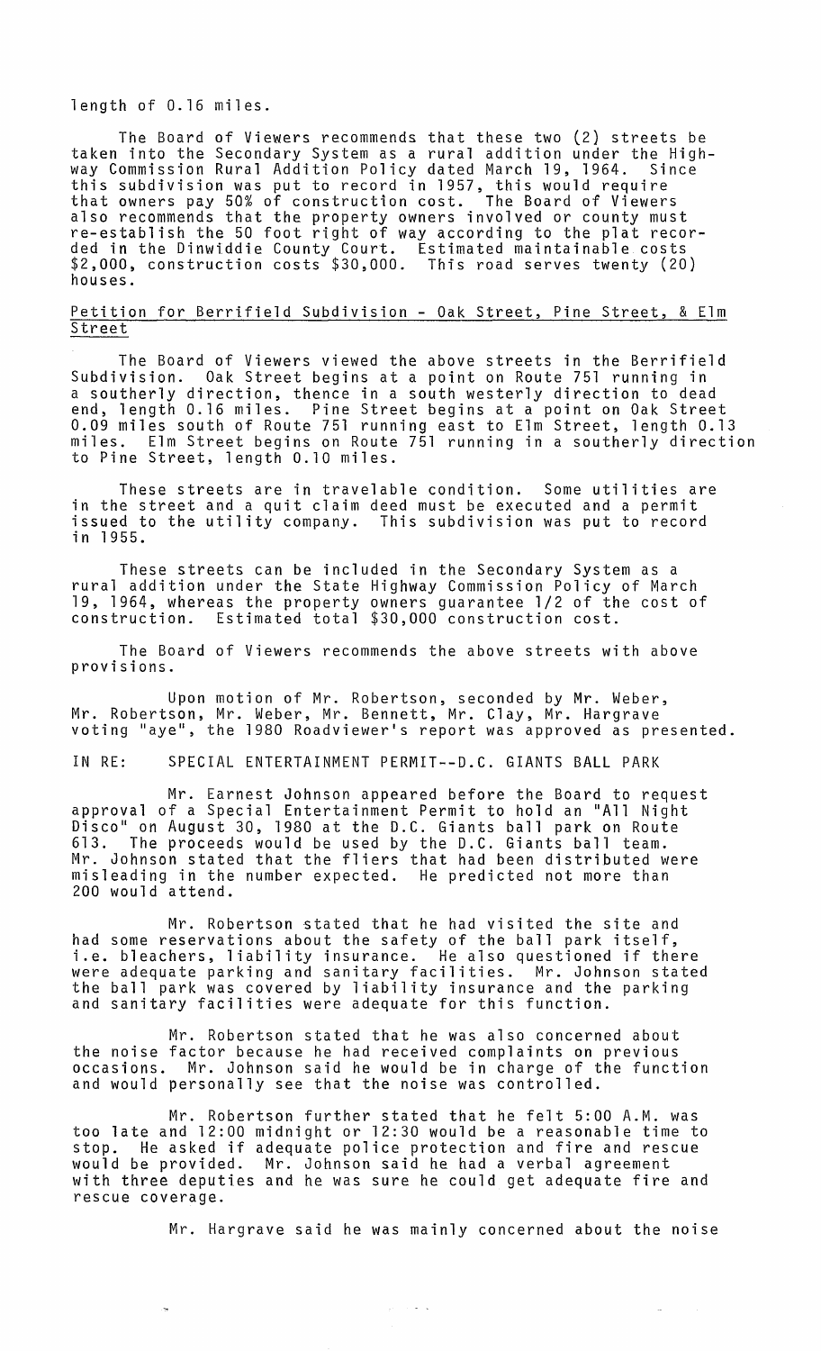length of 0.16 miles.

The Board of Viewers recommends that these two (2) streets be taken into the Secondary System as a rural addition under the Highway Commission Rural Addition Policy dated March 19, 1964. Since this subdivision was put to record in 1957, this would require that owners pay 50% of construction cost. The Board of Viewers also recommends that the property owners involved or county must re-establish the 50 foot right of way according to the plat recorded in the Dinwiddie County Court. Estimated maintainable costs \$2,000, construction costs \$30,000. This road serves twenty (20) houses.

Petition for Berrifield Subdivision - Oak Street, Pine Street, & Elm Street

The Board of Viewers viewed the above streets in the Berrifield Subdivision. Oak Street begins at a point on Route 751 running in a southerly direction, thence in a south westerly direction to dead end, length 0.16 miles. Pine Street begins at a point on Oak Street 0.09 miles south of Route 751 running east to Elm Street, length 0.13 miles. Elm Street begins on Route 751 running in a southerly direction to Pine Street, length 0.10 miles.

These streets are in travelable condition. Some utilities are in the street and a quit claim deed must be executed and a permit issued to the utility company. This subdivision was put to record in 1955.

These streets can be included in the Secondary System as a rural addition under the State Highway Commission Policy of March 19, 1964, whereas the property owners guarantee 1/2 of the cost of construction. Estimated total \$30,000 construction cost.

The Board of Viewers recommends the above streets with above provisions.

Upon motion of Mr. Robertson, seconded by Mr. Weber, Mr. Robertson, Mr. Weber, Mr. Bennett, Mr. Clay, Mr. Hargrave voting "aye", the 1980 Roadviewer's report was approved as presented.

IN RE: SPECIAL ENTERTAINMENT PERMIT--D.C. GIANTS BALL PARK

Mr. Earnest Johnson appeared before the Board to request approval of a Special Entertainment Permit to hold an "All Night Disco" on August 30, 1980 at the D.C. Giants ball park on Route 613. The proceeds would be used by the D.C. Giants ball team. Mr. Johnson stated that the fliers that had been distributed were misleading in the number expected. He predicted not more than 200 would attend.

Mr. Robertson stated that he had visited the site and had some reservations about the safety of the ball park itself, i.e. bleachers, liability insurance. He also questioned if there were adequate parking and sanitary facilities. Mr. Johnson stated the ball park was covered by liability insurance and the parking and sanitary facilities were adequate for this function.

Mr. Robertson stated that he was also concerned about the noise factor because he had received complaints on previous occasions. Mr. Johnson said he would be in charge of the function and would personally see that the noise was controlled.

Mr. Robertson further stated that he felt 5:00 A.M. was too late and 12:00 midnight or 12:30 would be a reasonable time to stop. He asked if adequate police protection and fire and rescue would be provided. Mr. Johnson said he had a verbal agreement with three deputies and he was sure he could get adequate fire and rescue coverage.

Mr. Hargrave said he was mainly concerned about the noise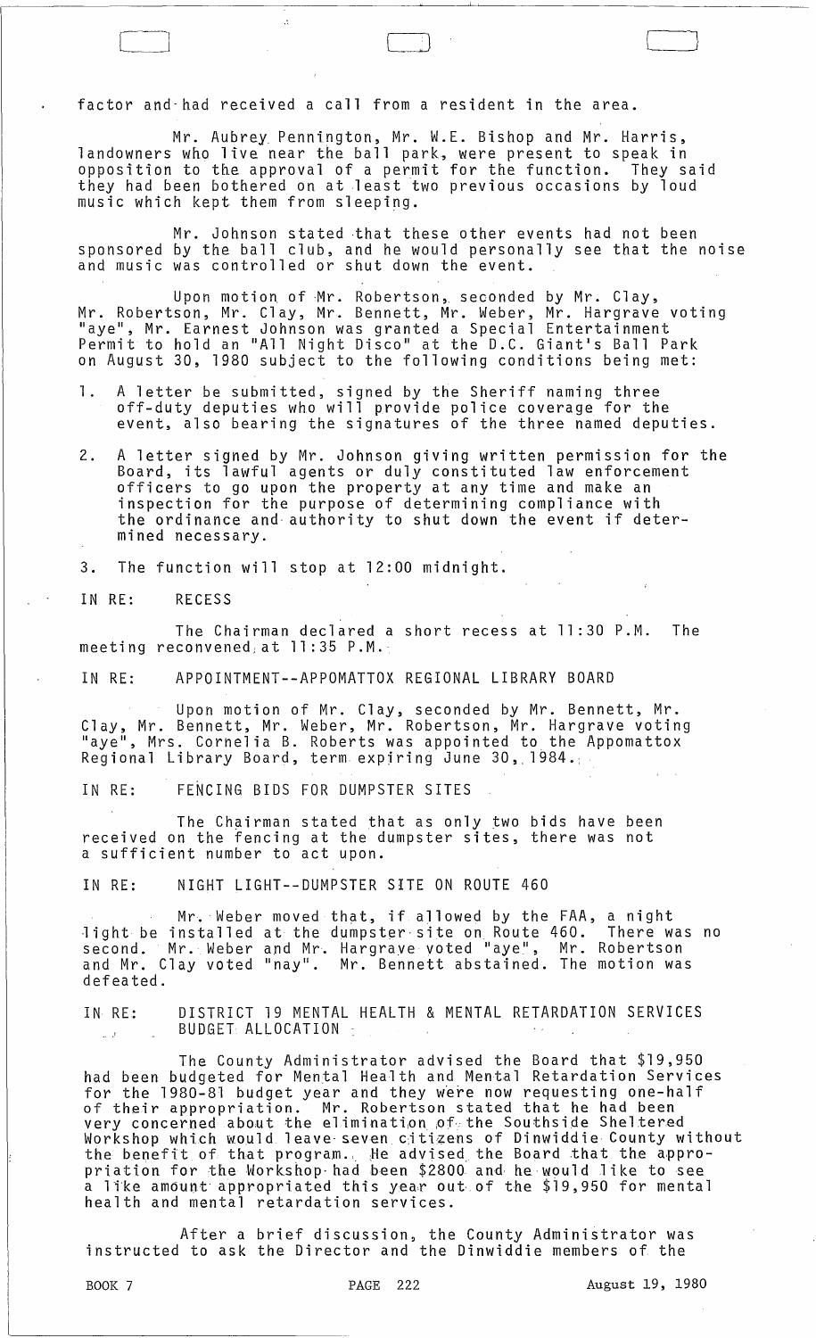factor and had received a call from a resident in the area.

Mr. Aubrey Pennington, Mr. W.E. Bishop and Mr. Harris, landowners who live near the ball park, were present to speak in opposition to the approval of a permit for the function. They said they had been bothered on at least two previous occasions by loud music which kept them from sleeping.

Mr. Johnson stated that these other events had not been sponsored by the ball club, and he would personally see that the noise and music was controlled or shut down the event.

Upon motion of Mr. Robertson, seconded by Mr. Clay, Mr. Robertson, Mr. Clay, Mr. Bennett, Mr. Weber, Mr. Hargrave voting "aye", Mr. Earnest Johnson was granted a Special Entertainment Permit to hold an "All Night Disco" at the D.C. Giant's Ball Park on August 30, 1980 subject to the following conditions being met:

1. A letter be submitted, signed by the Sheriff naming three off-duty deputies who will provide police coverage for the event, also bearing the signatures of the three named deputies.
2. A letter signed by Mr. Johnson giving written permission for the Board, its lawful agents or duly constituted law enforcement officers to go upon the property at any time and make an inspection for the purpose of determining compliance with the ordinance and authority to shut down the event if determined necessary.
3. The function will stop at 12:00 midnight.

IN RE: RECESS

The Chairman declared a short recess at 11:30 P.M. The meeting reconvened at 11:35 P.M.

IN RE: APPOINTMENT--APPOMATTOX REGIONAL LIBRARY BOARD

Upon motion of Mr. Clay, seconded by Mr. Bennett, Mr. Clay, Mr. Bennett, Mr. Weber, Mr. Robertson, Mr. Hargrave voting "aye", Mrs. Cornelia B. Roberts was appointed to the Appomattox Regional Library Board, term expiring June 30, 1984.

IN RE: FENCING BIDS FOR DUMPSTER SITES

The Chairman stated that as only two bids have been received on the fencing at the dumpster sites, there was not a sufficient number to act upon.

IN RE: NIGHT LIGHT--DUMPSTER SITE ON ROUTE 460

Mr. Weber moved that, if allowed by the FAA, a night light be installed at the dumpster site on Route 460. There was no second. Mr. Weber and Mr. Hargrave voted "aye", Mr. Robertson and Mr. Clay voted "nay". Mr. Bennett abstained. The motion was defeated.

IN RE: DISTRICT 19 MENTAL HEALTH & MENTAL RETARDATION SERVICES BUDGET ALLOCATION

The County Administrator advised the Board that $19,950 had been budgeted for Mental Health and Mental Retardation Services for the 1980-81 budget year and they were now requesting one-half of their appropriation. Mr. Robertson stated that he had been very concerned about the elimination of the Southside Sheltered Workshop which would leave seven citizens of Dinwiddie County without the benefit of that program. He advised the Board that the appropriation for the Workshop had been $2800 and he would like to see a like amount appropriated this year out of the $19,950 for mental health and mental retardation services.

After a brief discussion, the County Administrator was instructed to ask the Director and the Dinwiddie members of the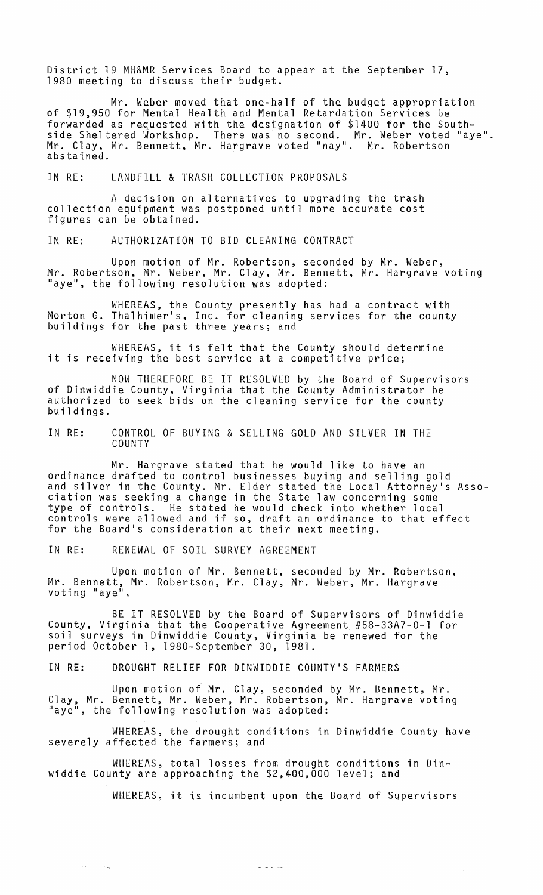District 19 MH&MR Services Board to appear at the September 17, 1980 meeting to discuss their budget.

Mr. Weber moved that one-half of the budget appropriation of $19,950 for Mental Health and Mental Retardation Services be forwarded as requested with the designation of $1400 for the South-side Sheltered Workshop. There was no second. Mr. Weber voted "aye". Mr. Clay, Mr. Bennett, Mr. Hargrave voted "nay". Mr. Robertson abstained.

IN RE: LANDFILL & TRASH COLLECTION PROPOSALS

A decision on alternatives to upgrading the trash collection equipment was postponed until more accurate cost figures can be obtained.

IN RE: AUTHORIZATION TO BID CLEANING CONTRACT

Upon motion of Mr. Robertson, seconded by Mr. Weber, Mr. Robertson, Mr. Weber, Mr. Clay, Mr. Bennett, Mr. Hargrave voting "aye", the following resolution was adopted:

WHEREAS, the County presently has had a contract with Morton G. Thalhimer's, Inc. for cleaning services for the county buildings for the past three years; and

WHEREAS, it is felt that the County should determine it is receiving the best service at a competitive price;

NOW THEREFORE BE IT RESOLVED by the Board of Supervisors of Dinwiddie County, Virginia that the County Administrator be authorized to seek bids on the cleaning service for the county buildings.

IN RE: CONTROL OF BUYING & SELLING GOLD AND SILVER IN THE COUNTY

Mr. Hargrave stated that he would like to have an ordinance drafted to control businesses buying and selling gold and silver in the County. Mr. Elder stated the Local Attorney's Association was seeking a change in the State law concerning some type of controls. He stated he would check into whether local controls were allowed and if so, draft an ordinance to that effect for the Board's consideration at their next meeting.

IN RE: RENEWAL OF SOIL SURVEY AGREEMENT

Upon motion of Mr. Bennett, seconded by Mr. Robertson, Mr. Bennett, Mr. Robertson, Mr. Clay, Mr. Weber, Mr. Hargrave voting "aye",

BE IT RESOLVED by the Board of Supervisors of Dinwiddie County, Virginia that the Cooperative Agreement #58-33A7-0-1 for soil surveys in Dinwiddie County, Virginia be renewed for the period October 1, 1980-September 30, 1981.

IN RE: DROUGHT RELIEF FOR DINWIDDIE COUNTY'S FARMERS

Upon motion of Mr. Clay, seconded by Mr. Bennett, Mr. Clay, Mr. Bennett, Mr. Weber, Mr. Robertson, Mr. Hargrave voting "aye", the following resolution was adopted:

WHEREAS, the drought conditions in Dinwiddie County have severely affected the farmers; and

WHEREAS, total losses from drought conditions in Dinwiddie County are approaching the $2,400,000 level; and

WHEREAS, it is incumbent upon the Board of Supervisors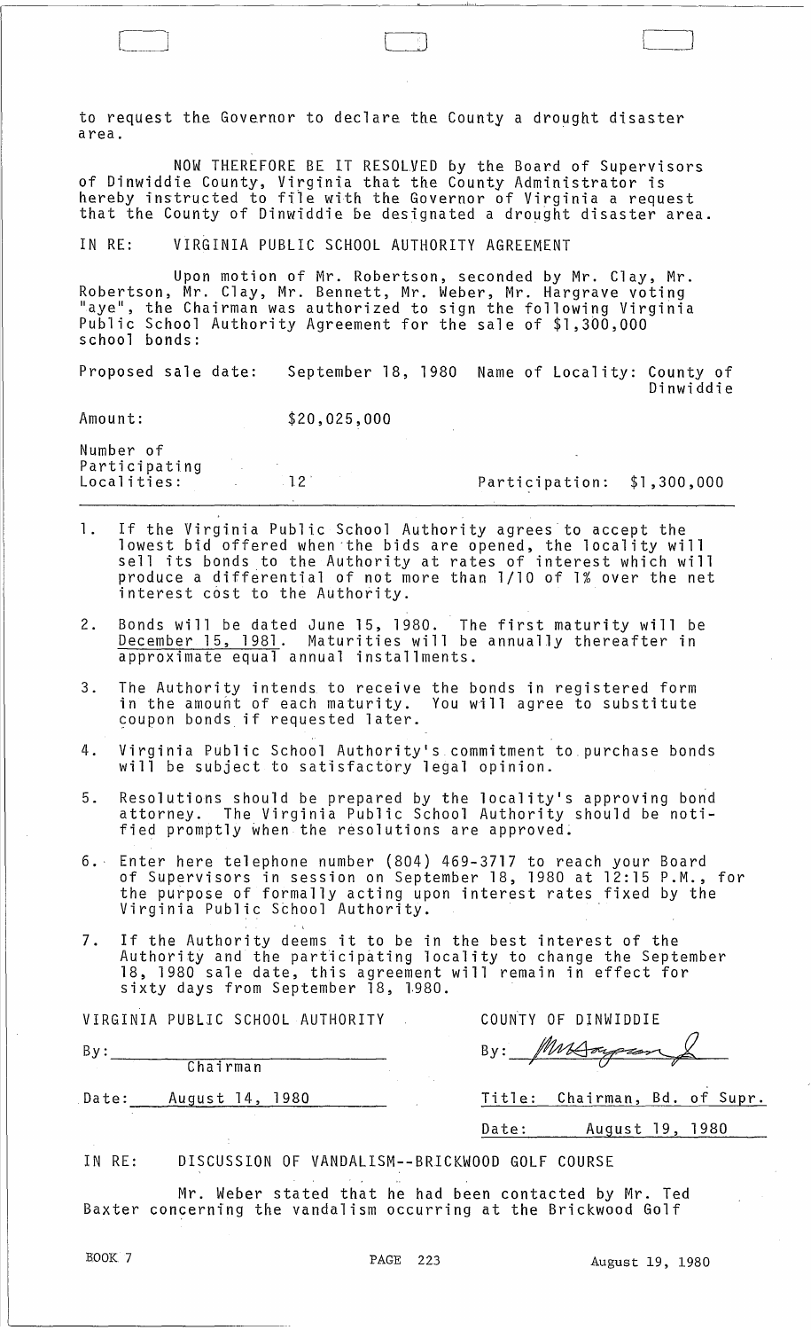to request the Governor to declare the County a drought disaster area.

NOW THEREFORE BE IT RESOLVED by the Board of Supervisors of Dinwiddie County, Virginia that the County Administrator is hereby instructed to file with the Governor of Virginia a request that the County of Dinwiddie be designated a drought disaster area.

IN RE: VIRGINIA PUBLIC SCHOOL AUTHORITY AGREEMENT

Upon motion of Mr. Robertson, seconded by Mr. Clay, Mr. Robertson, Mr. Clay, Mr. Bennett, Mr. Weber, Mr. Hargrave voting "aye", the Chairman was authorized to sign the following Virginia Public School Authority Agreement for the sale of $1,300,000 school bonds:

| | | | |
|---|---|---|---|
| Proposed sale date: | September 18, 1980 | Name of Locality: | County of Dinwiddie |
| Amount: | $20,025,000 | | |
| Number of Participating Localities: | 12 | Participation: | $1,300,000 |

1. If the Virginia Public School Authority agrees to accept the lowest bid offered when the bids are opened, the locality will sell its bonds to the Authority at rates of interest which will produce a differential of not more than 1/10 of 1% over the net interest cost to the Authority.

2. Bonds will be dated June 15, 1980. The first maturity will be December 15, 1981. Maturities will be annually thereafter in approximate equal annual installments.

3. The Authority intends to receive the bonds in registered form in the amount of each maturity. You will agree to substitute coupon bonds if requested later.

4. Virginia Public School Authority's commitment to purchase bonds will be subject to satisfactory legal opinion.

5. Resolutions should be prepared by the locality's approving bond attorney. The Virginia Public School Authority should be notified promptly when the resolutions are approved.

6. Enter here telephone number (804) 469-3717 to reach your Board of Supervisors in session on September 18, 1980 at 12:15 P.M., for the purpose of formally acting upon interest rates fixed by the Virginia Public School Authority.

7. If the Authority deems it to be in the best interest of the Authority and the participating locality to change the September 18, 1980 sale date, this agreement will remain in effect for sixty days from September 18, 1980.

VIRGINIA PUBLIC SCHOOL AUTHORITY

By: ____________________
Chairman

Date: August 14, 1980

COUNTY OF DINWIDDIE

By: *[signature]*

Title: Chairman, Bd. of Supr.

Date: August 19, 1980

IN RE: DISCUSSION OF VANDALISM--BRICKWOOD GOLF COURSE

Mr. Weber stated that he had been contacted by Mr. Ted Baxter concerning the vandalism occurring at the Brickwood Golf

BOOK 7 PAGE 223 August 19, 1980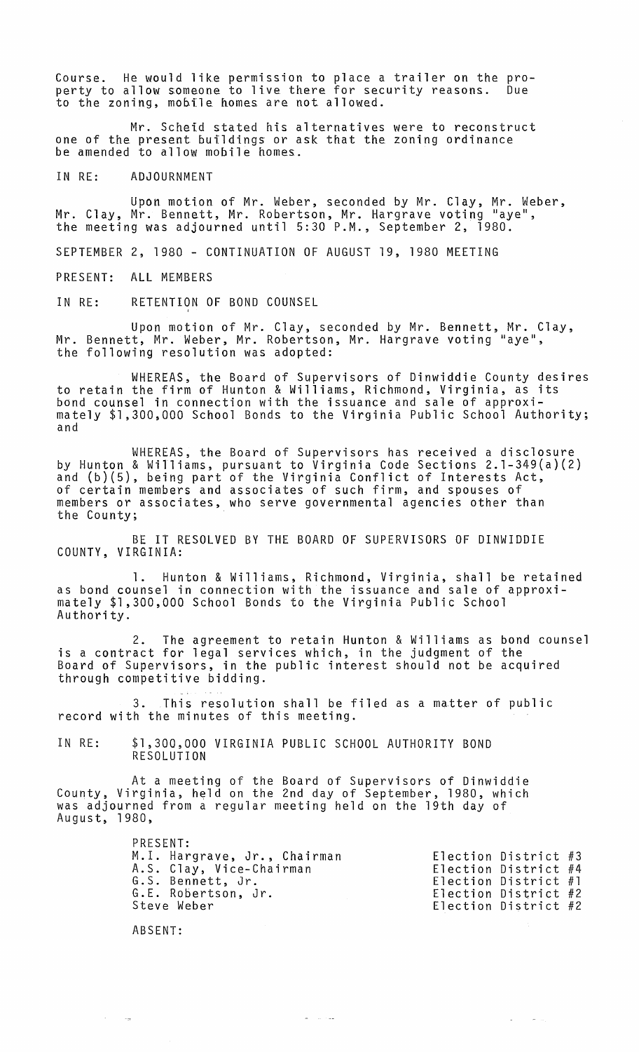Course. He would like permission to place a trailer on the property to allow someone to live there for security reasons. Due to the zoning, mobile homes are not allowed.

Mr. Scheid stated his alternatives were to reconstruct one of the present buildings or ask that the zoning ordinance be amended to allow mobile homes.

IN RE: ADJOURNMENT

Upon motion of Mr. Weber, seconded by Mr. Clay, Mr. Weber, Mr. Clay, Mr. Bennett, Mr. Robertson, Mr. Hargrave voting "aye", the meeting was adjourned until 5:30 P.M., September 2, 1980.

SEPTEMBER 2, 1980 - CONTINUATION OF AUGUST 19, 1980 MEETING

PRESENT: ALL MEMBERS

IN RE: RETENTION OF BOND COUNSEL

Upon motion of Mr. Clay, seconded by Mr. Bennett, Mr. Clay, Mr. Bennett, Mr. Weber, Mr. Robertson, Mr. Hargrave voting "aye", the following resolution was adopted:

WHEREAS, the Board of Supervisors of Dinwiddie County desires to retain the firm of Hunton & Williams, Richmond, Virginia, as its bond counsel in connection with the issuance and sale of approximately $1,300,000 School Bonds to the Virginia Public School Authority; and

WHEREAS, the Board of Supervisors has received a disclosure by Hunton & Williams, pursuant to Virginia Code Sections 2.1-349(a)(2) and (b)(5), being part of the Virginia Conflict of Interests Act, of certain members and associates of such firm, and spouses of members or associates, who serve governmental agencies other than the County;

BE IT RESOLVED BY THE BOARD OF SUPERVISORS OF DINWIDDIE COUNTY, VIRGINIA:

1. Hunton & Williams, Richmond, Virginia, shall be retained as bond counsel in connection with the issuance and sale of approximately $1,300,000 School Bonds to the Virginia Public School Authority.

2. The agreement to retain Hunton & Williams as bond counsel is a contract for legal services which, in the judgment of the Board of Supervisors, in the public interest should not be acquired through competitive bidding.

3. This resolution shall be filed as a matter of public record with the minutes of this meeting.

IN RE: $1,300,000 VIRGINIA PUBLIC SCHOOL AUTHORITY BOND RESOLUTION

At a meeting of the Board of Supervisors of Dinwiddie County, Virginia, held on the 2nd day of September, 1980, which was adjourned from a regular meeting held on the 19th day of August, 1980,

PRESENT:

| | |
|---|---|
| M.I. Hargrave, Jr., Chairman | Election District #3 |
| A.S. Clay, Vice-Chairman | Election District #4 |
| G.S. Bennett, Jr. | Election District #1 |
| G.E. Robertson, Jr. | Election District #2 |
| Steve Weber | Election District #2 |

ABSENT: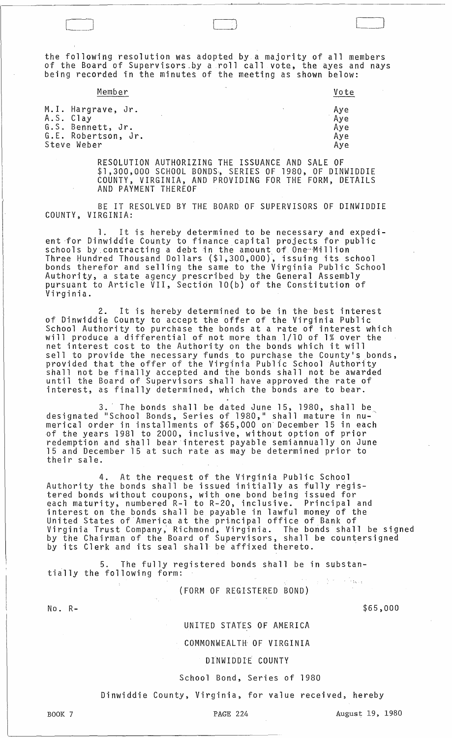the following resolution was adopted by a majority of all members of the Board of Supervisors by a roll call vote, the ayes and nays being recorded in the minutes of the meeting as shown below:

| Member | Vote |
|---|---|
| M.I. Hargrave, Jr. | Aye |
| A.S. Clay | Aye |
| G.S. Bennett, Jr. | Aye |
| G.E. Robertson, Jr. | Aye |
| Steve Weber | Aye |

RESOLUTION AUTHORIZING THE ISSUANCE AND SALE OF $1,300,000 SCHOOL BONDS, SERIES OF 1980, OF DINWIDDIE COUNTY, VIRGINIA, AND PROVIDING FOR THE FORM, DETAILS AND PAYMENT THEREOF

BE IT RESOLVED BY THE BOARD OF SUPERVISORS OF DINWIDDIE COUNTY, VIRGINIA:

1. It is hereby determined to be necessary and expedient for Dinwiddie County to finance capital projects for public schools by contracting a debt in the amount of One Million Three Hundred Thousand Dollars ($1,300,000), issuing its school bonds therefor and selling the same to the Virginia Public School Authority, a state agency prescribed by the General Assembly pursuant to Article VII, Section 10(b) of the Constitution of Virginia.

2. It is hereby determined to be in the best interest of Dinwiddie County to accept the offer of the Virginia Public School Authority to purchase the bonds at a rate of interest which will produce a differential of not more than 1/10 of 1% over the net interest cost to the Authority on the bonds which it will sell to provide the necessary funds to purchase the County's bonds, provided that the offer of the Virginia Public School Authority shall not be finally accepted and the bonds shall not be awarded until the Board of Supervisors shall have approved the rate of interest, as finally determined, which the bonds are to bear.

3. The bonds shall be dated June 15, 1980, shall be designated "School Bonds, Series of 1980," shall mature in numerical order in installments of $65,000 on December 15 in each of the years 1981 to 2000, inclusive, without option of prior redemption and shall bear interest payable semiannually on June 15 and December 15 at such rate as may be determined prior to their sale.

4. At the request of the Virginia Public School Authority the bonds shall be issued initially as fully registered bonds without coupons, with one bond being issued for each maturity, numbered R-1 to R-20, inclusive. Principal and interest on the bonds shall be payable in lawful money of the United States of America at the principal office of Bank of Virginia Trust Company, Richmond, Virginia. The bonds shall be signed by the Chairman of the Board of Supervisors, shall be countersigned by its Clerk and its seal shall be affixed thereto.

5. The fully registered bonds shall be in substantially the following form:

(FORM OF REGISTERED BOND)

No. R- $65,000

UNITED STATES OF AMERICA

COMMONWEALTH OF VIRGINIA

DINWIDDIE COUNTY

School Bond, Series of 1980

Dinwiddie County, Virginia, for value received, hereby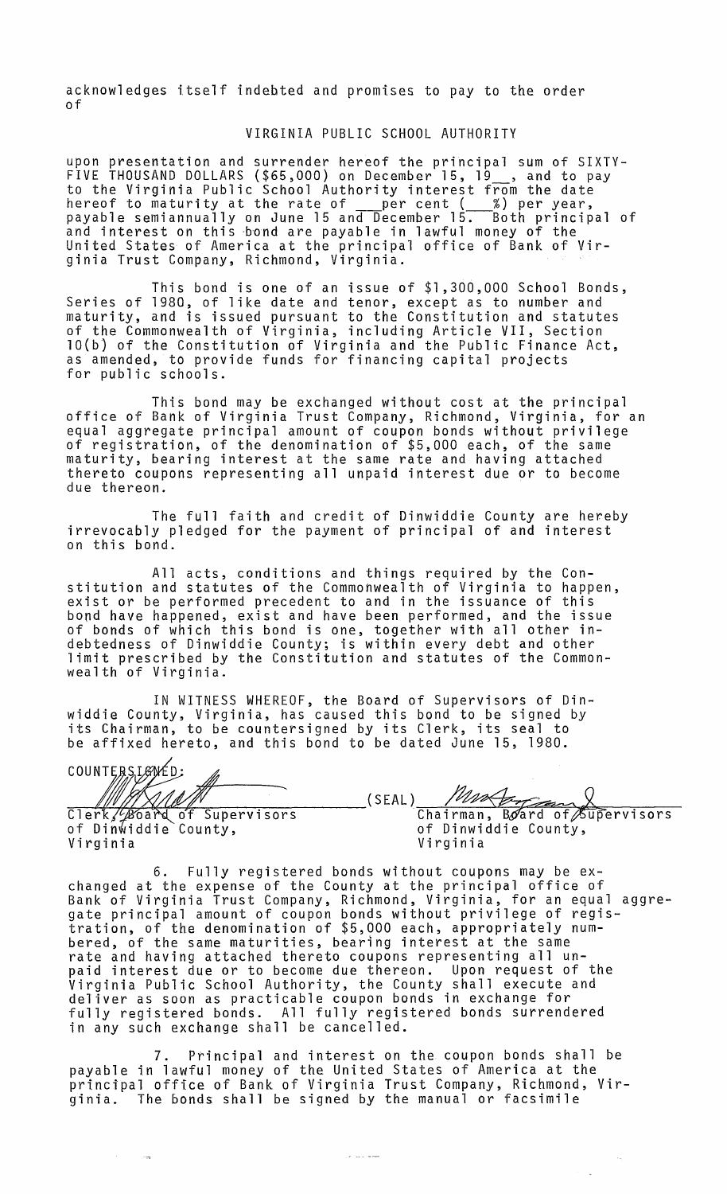acknowledges itself indebted and promises to pay to the order of

VIRGINIA PUBLIC SCHOOL AUTHORITY

upon presentation and surrender hereof the principal sum of SIXTY-FIVE THOUSAND DOLLARS ($65,000) on December 15, 19__, and to pay to the Virginia Public School Authority interest from the date hereof to maturity at the rate of ___ per cent (___%) per year, payable semiannually on June 15 and December 15. Both principal of and interest on this bond are payable in lawful money of the United States of America at the principal office of Bank of Virginia Trust Company, Richmond, Virginia.

This bond is one of an issue of $1,300,000 School Bonds, Series of 1980, of like date and tenor, except as to number and maturity, and is issued pursuant to the Constitution and statutes of the Commonwealth of Virginia, including Article VII, Section 10(b) of the Constitution of Virginia and the Public Finance Act, as amended, to provide funds for financing capital projects for public schools.

This bond may be exchanged without cost at the principal office of Bank of Virginia Trust Company, Richmond, Virginia, for an equal aggregate principal amount of coupon bonds without privilege of registration, of the denomination of $5,000 each, of the same maturity, bearing interest at the same rate and having attached thereto coupons representing all unpaid interest due or to become due thereon.

The full faith and credit of Dinwiddie County are hereby irrevocably pledged for the payment of principal of and interest on this bond.

All acts, conditions and things required by the Constitution and statutes of the Commonwealth of Virginia to happen, exist or be performed precedent to and in the issuance of this bond have happened, exist and have been performed, and the issue of bonds of which this bond is one, together with all other indebtedness of Dinwiddie County; is within every debt and other limit prescribed by the Constitution and statutes of the Commonwealth of Virginia.

IN WITNESS WHEREOF, the Board of Supervisors of Dinwiddie County, Virginia, has caused this bond to be signed by its Chairman, to be countersigned by its Clerk, its seal to be affixed hereto, and this bond to be dated June 15, 1980.

COUNTERSIGNED:

Clerk, Board of Supervisors
of Dinwiddie County,
Virginia

(SEAL)

Chairman, Board of Supervisors
of Dinwiddie County,
Virginia

6. Fully registered bonds without coupons may be exchanged at the expense of the County at the principal office of Bank of Virginia Trust Company, Richmond, Virginia, for an equal aggregate principal amount of coupon bonds without privilege of registration, of the denomination of $5,000 each, appropriately numbered, of the same maturities, bearing interest at the same rate and having attached thereto coupons representing all unpaid interest due or to become due thereon. Upon request of the Virginia Public School Authority, the County shall execute and deliver as soon as practicable coupon bonds in exchange for fully registered bonds. All fully registered bonds surrendered in any such exchange shall be cancelled.

7. Principal and interest on the coupon bonds shall be payable in lawful money of the United States of America at the principal office of Bank of Virginia Trust Company, Richmond, Virginia. The bonds shall be signed by the manual or facsimile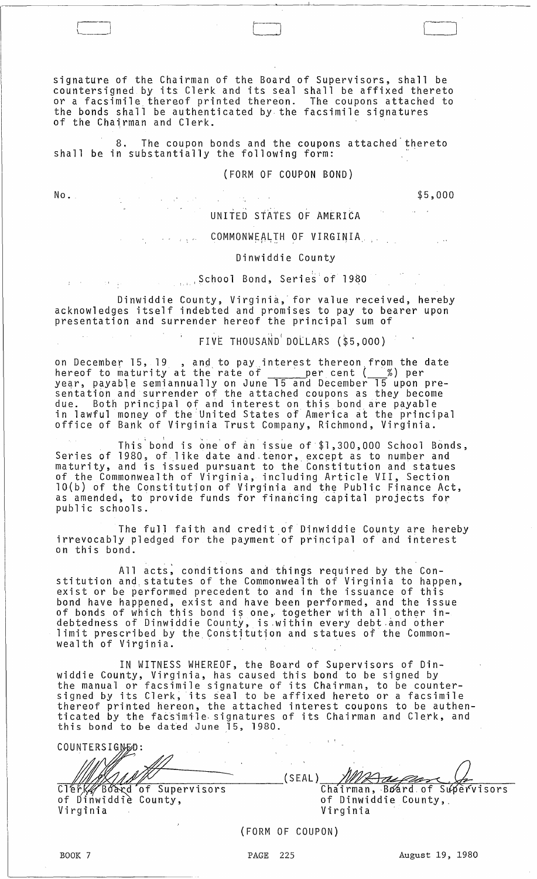signature of the Chairman of the Board of Supervisors, shall be countersigned by its Clerk and its seal shall be affixed thereto or a facsimile thereof printed thereon. The coupons attached to the bonds shall be authenticated by the facsimile signatures of the Chairman and Clerk.

8. The coupon bonds and the coupons attached thereto shall be in substantially the following form:

(FORM OF COUPON BOND)

No. $5,000

UNITED STATES OF AMERICA

COMMONWEALTH OF VIRGINIA

Dinwiddie County

School Bond, Series of 1980

Dinwiddie County, Virginia, for value received, hereby acknowledges itself indebted and promises to pay to bearer upon presentation and surrender hereof the principal sum of

FIVE THOUSAND DOLLARS ($5,000)

on December 15, 19 , and to pay interest thereon from the date hereof to maturity at the rate of ______ per cent (___%) per year, payable semiannually on June 15 and December 15 upon presentation and surrender of the attached coupons as they become due. Both principal of and interest on this bond are payable in lawful money of the United States of America at the principal office of Bank of Virginia Trust Company, Richmond, Virginia.

This bond is one of an issue of $1,300,000 School Bonds, Series of 1980, of like date and tenor, except as to number and maturity, and is issued pursuant to the Constitution and statues of the Commonwealth of Virginia, including Article VII, Section 10(b) of the Constitution of Virginia and the Public Finance Act, as amended, to provide funds for financing capital projects for public schools.

The full faith and credit of Dinwiddie County are hereby irrevocably pledged for the payment of principal of and interest on this bond.

All acts, conditions and things required by the Constitution and statutes of the Commonwealth of Virginia to happen, exist or be performed precedent to and in the issuance of this bond have happened, exist and have been performed, and the issue of bonds of which this bond is one, together with all other indebtedness of Dinwiddie County, is within every debt and other limit prescribed by the Constitution and statues of the Commonwealth of Virginia.

IN WITNESS WHEREOF, the Board of Supervisors of Dinwiddie County, Virginia, has caused this bond to be signed by the manual or facsimile signature of its Chairman, to be countersigned by its Clerk, its seal to be affixed hereto or a facsimile thereof printed hereon, the attached interest coupons to be authenticated by the facsimile signatures of its Chairman and Clerk, and this bond to be dated June 15, 1980.

COUNTERSIGNED:

Clerk, Board of Supervisors
of Dinwiddie County,
Virginia

(SEAL)

Chairman, Board of Supervisors
of Dinwiddie County,
Virginia

(FORM OF COUPON)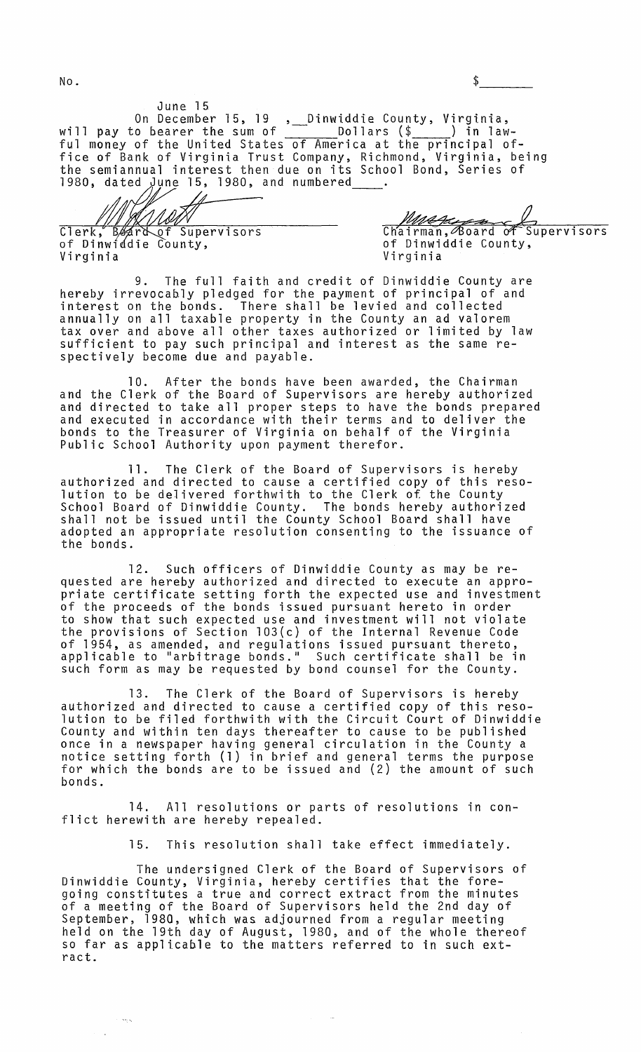No. $\_\_\_\_\_\_$

June 15

On December 15, 19 \_\_, Dinwiddie County, Virginia, will pay to bearer the sum of \_\_\_\_\_\_\_ Dollars ($\_\_\_\_\_) in lawful money of the United States of America at the principal office of Bank of Virginia Trust Company, Richmond, Virginia, being the semiannual interest then due on its School Bond, Series of 1980, dated June 15, 1980, and numbered \_\_\_\_.

Clerk, Board of Supervisors of Dinwiddie County, Virginia

Chairman, Board of Supervisors of Dinwiddie County, Virginia

9. The full faith and credit of Dinwiddie County are hereby irrevocably pledged for the payment of principal of and interest on the bonds. There shall be levied and collected annually on all taxable property in the County an ad valorem tax over and above all other taxes authorized or limited by law sufficient to pay such principal and interest as the same respectively become due and payable.

10. After the bonds have been awarded, the Chairman and the Clerk of the Board of Supervisors are hereby authorized and directed to take all proper steps to have the bonds prepared and executed in accordance with their terms and to deliver the bonds to the Treasurer of Virginia on behalf of the Virginia Public School Authority upon payment therefor.

11. The Clerk of the Board of Supervisors is hereby authorized and directed to cause a certified copy of this resolution to be delivered forthwith to the Clerk of the County School Board of Dinwiddie County. The bonds hereby authorized shall not be issued until the County School Board shall have adopted an appropriate resolution consenting to the issuance of the bonds.

12. Such officers of Dinwiddie County as may be requested are hereby authorized and directed to execute an appropriate certificate setting forth the expected use and investment of the proceeds of the bonds issued pursuant hereto in order to show that such expected use and investment will not violate the provisions of Section 103(c) of the Internal Revenue Code of 1954, as amended, and regulations issued pursuant thereto, applicable to "arbitrage bonds." Such certificate shall be in such form as may be requested by bond counsel for the County.

13. The Clerk of the Board of Supervisors is hereby authorized and directed to cause a certified copy of this resolution to be filed forthwith with the Circuit Court of Dinwiddie County and within ten days thereafter to cause to be published once in a newspaper having general circulation in the County a notice setting forth (1) in brief and general terms the purpose for which the bonds are to be issued and (2) the amount of such bonds.

14. All resolutions or parts of resolutions in conflict herewith are hereby repealed.

15. This resolution shall take effect immediately.

The undersigned Clerk of the Board of Supervisors of Dinwiddie County, Virginia, hereby certifies that the foregoing constitutes a true and correct extract from the minutes of a meeting of the Board of Supervisors held the 2nd day of September, 1980, which was adjourned from a regular meeting held on the 19th day of August, 1980, and of the whole thereof so far as applicable to the matters referred to in such extract.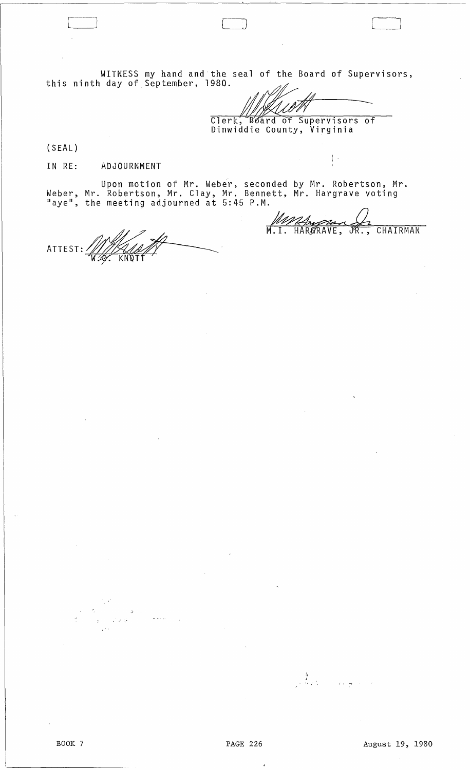WITNESS my hand and the seal of the Board of Supervisors, this ninth day of September, 1980.

Clerk, Board of Supervisors of Dinwiddie County, Virginia

(SEAL)

IN RE: ADJOURNMENT

Upon motion of Mr. Weber, seconded by Mr. Robertson, Mr. Weber, Mr. Robertson, Mr. Clay, Mr. Bennett, Mr. Hargrave voting "aye", the meeting adjourned at 5:45 P.M.

M.I. HARGRAVE, JR., CHAIRMAN

ATTEST: W.C. KNOTT